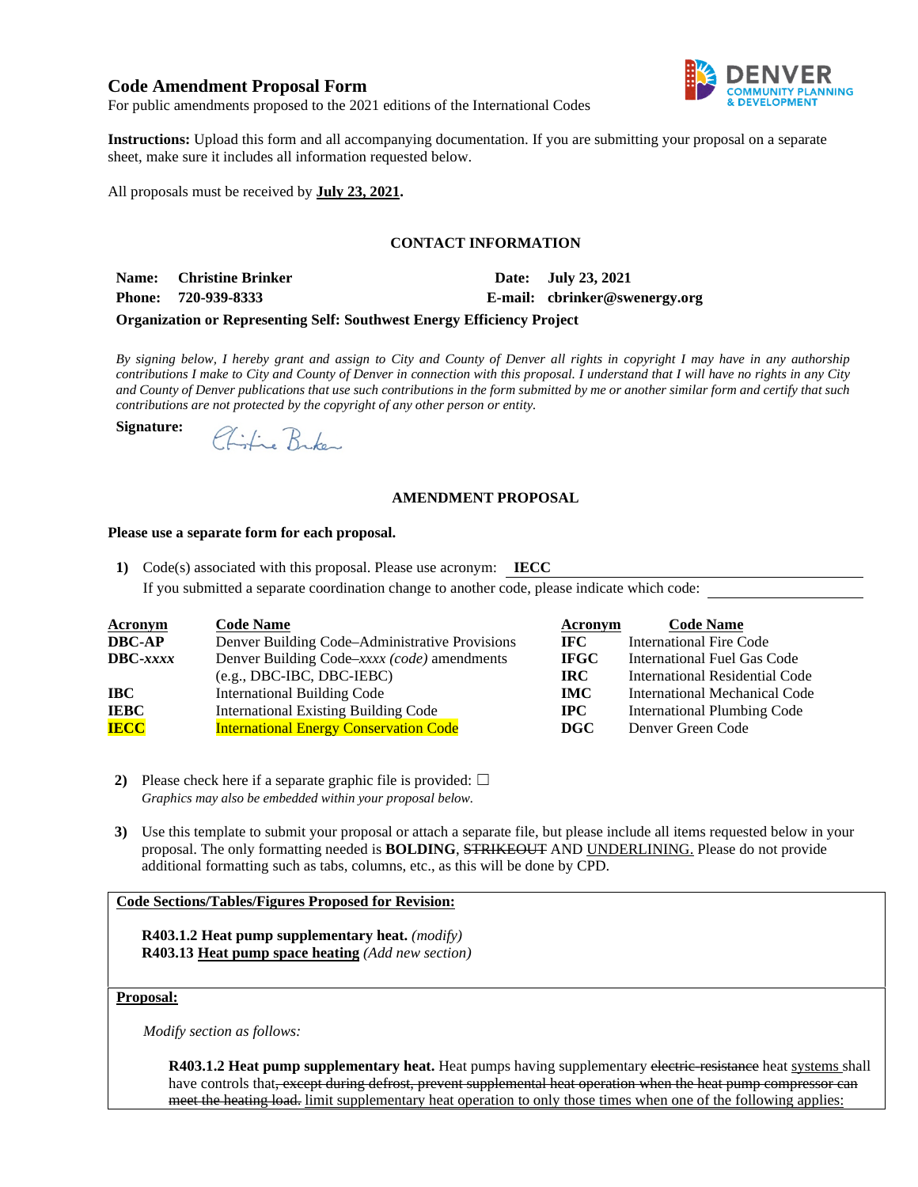## Code Amendment Proposal Form

For public amendments proposed to the 2021 editions of the International Codes

**Instructions:** Upload this form and all accompanying documentation. If you are submitting your proposal on a separate sheet, make sure it includes all information requested below.

All proposals must be received by **July 23, 2021.**

### CONTACT INFORMATION

**Name:** **Christine Brinker** **Date:** **July 23, 2021**

**Phone:** **720-939-8333** **E-mail:** **cbrinker@swenergy.org**

**Organization or Representing Self: Southwest Energy Efficiency Project**

*By signing below, I hereby grant and assign to City and County of Denver all rights in copyright I may have in any authorship contributions I make to City and County of Denver in connection with this proposal. I understand that I will have no rights in any City and County of Denver publications that use such contributions in the form submitted by me or another similar form and certify that such contributions are not protected by the copyright of any other person or entity.*

**Signature:** Christine Brinker

### AMENDMENT PROPOSAL

**Please use a separate form for each proposal.**

1) Code(s) associated with this proposal. Please use acronym: **IECC**

   If you submitted a separate coordination change to another code, please indicate which code:

| Acronym | Code Name | Acronym | Code Name |
|---|---|---|---|
| **DBC-AP** | Denver Building Code–Administrative Provisions | **IFC** | International Fire Code |
| **DBC-*xxxx*** | Denver Building Code–*xxxx (code)* amendments (e.g., DBC-IBC, DBC-IEBC) | **IFGC** | International Fuel Gas Code |
| | | **IRC** | International Residential Code |
| **IBC** | International Building Code | **IMC** | International Mechanical Code |
| **IEBC** | International Existing Building Code | **IPC** | International Plumbing Code |
| **IECC** | International Energy Conservation Code | **DGC** | Denver Green Code |

2) Please check here if a separate graphic file is provided: ☐
   *Graphics may also be embedded within your proposal below.*

3) Use this template to submit your proposal or attach a separate file, but please include all items requested below in your proposal. The only formatting needed is **BOLDING**, ~~STRIKEOUT~~ AND UNDERLINING. Please do not provide additional formatting such as tabs, columns, etc., as this will be done by CPD.

**Code Sections/Tables/Figures Proposed for Revision:**

**R403.1.2 Heat pump supplementary heat.** *(modify)*
**R403.13 Heat pump space heating** *(Add new section)*

**Proposal:**

*Modify section as follows:*

**R403.1.2 Heat pump supplementary heat.** Heat pumps having supplementary ~~electric-resistance~~ heat systems shall have controls that~~, except during defrost, prevent supplemental heat operation when the heat pump compressor can meet the heating load.~~ limit supplementary heat operation to only those times when one of the following applies: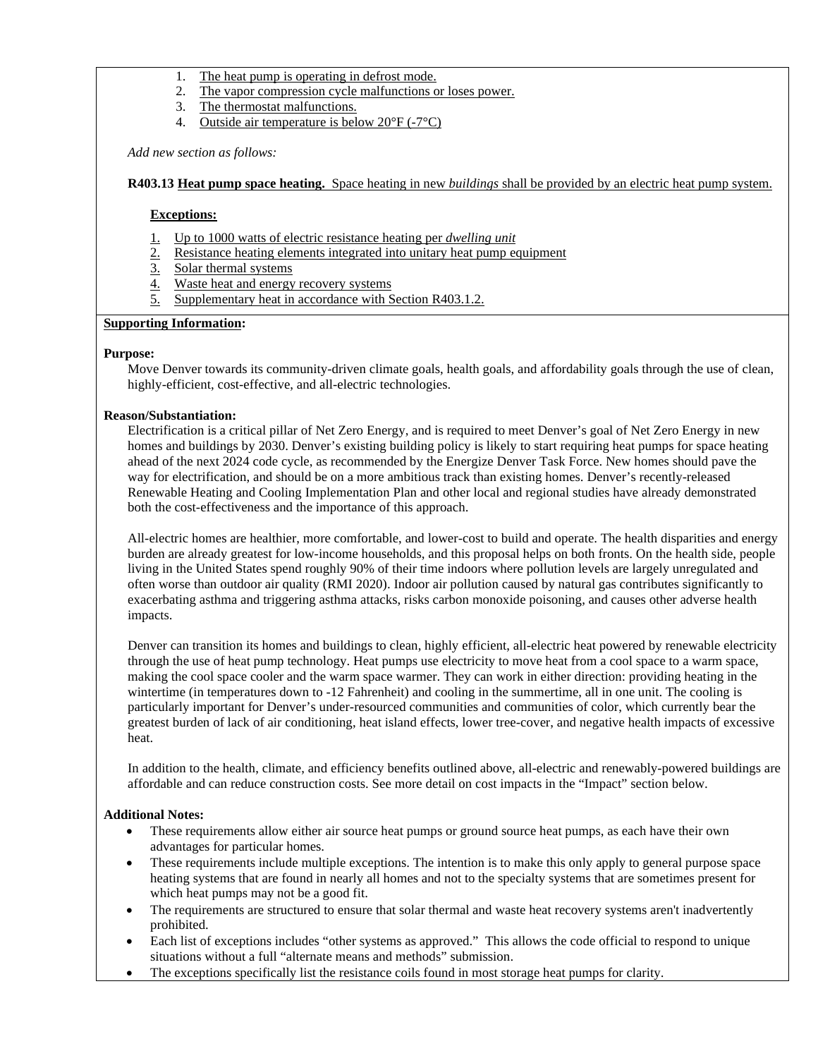1. The heat pump is operating in defrost mode.
2. The vapor compression cycle malfunctions or loses power.
3. The thermostat malfunctions.
4. Outside air temperature is below 20°F (-7°C)

*Add new section as follows:*

**R403.13 Heat pump space heating.** Space heating in new *buildings* shall be provided by an electric heat pump system.

**Exceptions:**

1. Up to 1000 watts of electric resistance heating per *dwelling unit*
2. Resistance heating elements integrated into unitary heat pump equipment
3. Solar thermal systems
4. Waste heat and energy recovery systems
5. Supplementary heat in accordance with Section R403.1.2.

**Supporting Information:**

**Purpose:**

Move Denver towards its community-driven climate goals, health goals, and affordability goals through the use of clean, highly-efficient, cost-effective, and all-electric technologies.

**Reason/Substantiation:**

Electrification is a critical pillar of Net Zero Energy, and is required to meet Denver's goal of Net Zero Energy in new homes and buildings by 2030. Denver's existing building policy is likely to start requiring heat pumps for space heating ahead of the next 2024 code cycle, as recommended by the Energize Denver Task Force. New homes should pave the way for electrification, and should be on a more ambitious track than existing homes. Denver's recently-released Renewable Heating and Cooling Implementation Plan and other local and regional studies have already demonstrated both the cost-effectiveness and the importance of this approach.

All-electric homes are healthier, more comfortable, and lower-cost to build and operate. The health disparities and energy burden are already greatest for low-income households, and this proposal helps on both fronts. On the health side, people living in the United States spend roughly 90% of their time indoors where pollution levels are largely unregulated and often worse than outdoor air quality (RMI 2020). Indoor air pollution caused by natural gas contributes significantly to exacerbating asthma and triggering asthma attacks, risks carbon monoxide poisoning, and causes other adverse health impacts.

Denver can transition its homes and buildings to clean, highly efficient, all-electric heat powered by renewable electricity through the use of heat pump technology. Heat pumps use electricity to move heat from a cool space to a warm space, making the cool space cooler and the warm space warmer. They can work in either direction: providing heating in the wintertime (in temperatures down to -12 Fahrenheit) and cooling in the summertime, all in one unit. The cooling is particularly important for Denver's under-resourced communities and communities of color, which currently bear the greatest burden of lack of air conditioning, heat island effects, lower tree-cover, and negative health impacts of excessive heat.

In addition to the health, climate, and efficiency benefits outlined above, all-electric and renewably-powered buildings are affordable and can reduce construction costs. See more detail on cost impacts in the "Impact" section below.

**Additional Notes:**

- These requirements allow either air source heat pumps or ground source heat pumps, as each have their own advantages for particular homes.
- These requirements include multiple exceptions. The intention is to make this only apply to general purpose space heating systems that are found in nearly all homes and not to the specialty systems that are sometimes present for which heat pumps may not be a good fit.
- The requirements are structured to ensure that solar thermal and waste heat recovery systems aren't inadvertently prohibited.
- Each list of exceptions includes "other systems as approved." This allows the code official to respond to unique situations without a full "alternate means and methods" submission.
- The exceptions specifically list the resistance coils found in most storage heat pumps for clarity.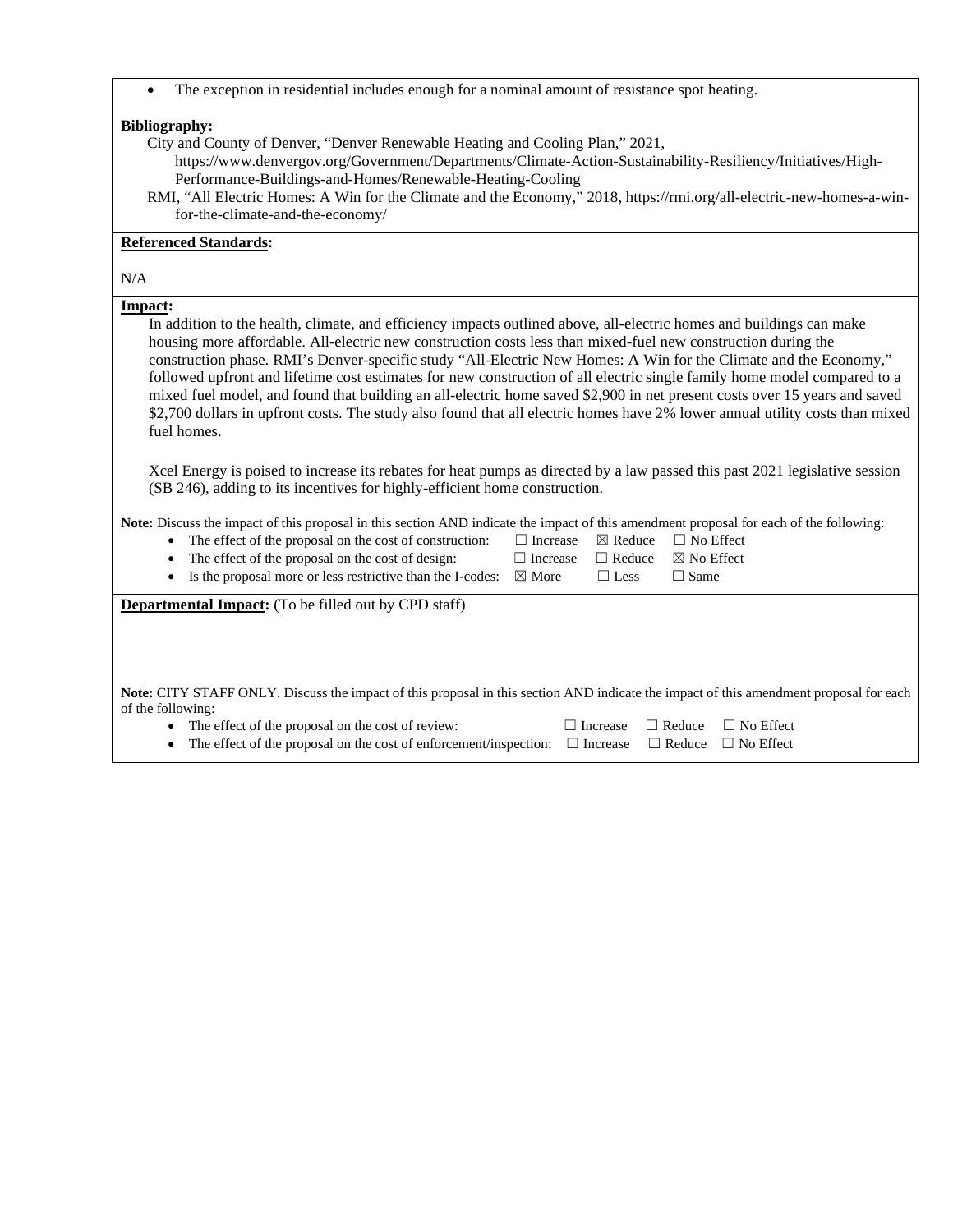- The exception in residential includes enough for a nominal amount of resistance spot heating.

**Bibliography:**

City and County of Denver, "Denver Renewable Heating and Cooling Plan," 2021, https://www.denvergov.org/Government/Departments/Climate-Action-Sustainability-Resiliency/Initiatives/High-Performance-Buildings-and-Homes/Renewable-Heating-Cooling

RMI, "All Electric Homes: A Win for the Climate and the Economy," 2018, https://rmi.org/all-electric-new-homes-a-win-for-the-climate-and-the-economy/

**Referenced Standards:**

N/A

**Impact:**

In addition to the health, climate, and efficiency impacts outlined above, all-electric homes and buildings can make housing more affordable. All-electric new construction costs less than mixed-fuel new construction during the construction phase. RMI's Denver-specific study "All-Electric New Homes: A Win for the Climate and the Economy," followed upfront and lifetime cost estimates for new construction of all electric single family home model compared to a mixed fuel model, and found that building an all-electric home saved $2,900 in net present costs over 15 years and saved $2,700 dollars in upfront costs. The study also found that all electric homes have 2% lower annual utility costs than mixed fuel homes.

Xcel Energy is poised to increase its rebates for heat pumps as directed by a law passed this past 2021 legislative session (SB 246), adding to its incentives for highly-efficient home construction.

**Note:** Discuss the impact of this proposal in this section AND indicate the impact of this amendment proposal for each of the following:

- The effect of the proposal on the cost of construction: ☐ Increase ☒ Reduce ☐ No Effect
- The effect of the proposal on the cost of design: ☐ Increase ☐ Reduce ☒ No Effect
- Is the proposal more or less restrictive than the I-codes: ☒ More ☐ Less ☐ Same

**Departmental Impact:** (To be filled out by CPD staff)

**Note:** CITY STAFF ONLY. Discuss the impact of this proposal in this section AND indicate the impact of this amendment proposal for each of the following:

- The effect of the proposal on the cost of review: ☐ Increase ☐ Reduce ☐ No Effect
- The effect of the proposal on the cost of enforcement/inspection: ☐ Increase ☐ Reduce ☐ No Effect